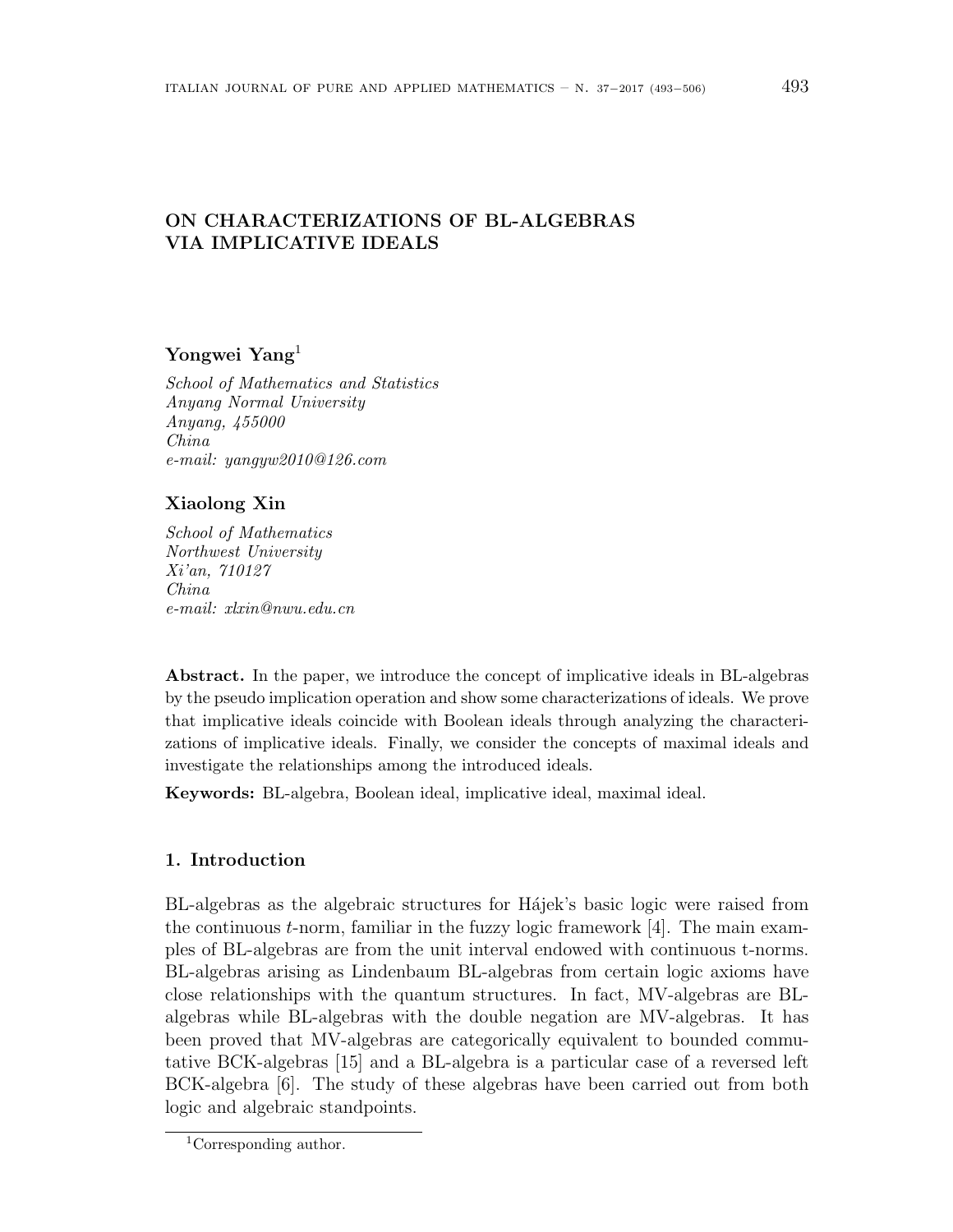# ON CHARACTERIZATIONS OF BL-ALGEBRAS VIA IMPLICATIVE IDEALS

**Yongwei Yang**[1]

*School of Mathematics and Statistics*
*Anyang Normal University*
*Anyang, 455000*
*China*
*e-mail: yangyw2010@126.com*

**Xiaolong Xin**

*School of Mathematics*
*Northwest University*
*Xi'an, 710127*
*China*
*e-mail: xlxin@nwu.edu.cn*

**Abstract.** In the paper, we introduce the concept of implicative ideals in BL-algebras by the pseudo implication operation and show some characterizations of ideals. We prove that implicative ideals coincide with Boolean ideals through analyzing the characterizations of implicative ideals. Finally, we consider the concepts of maximal ideals and investigate the relationships among the introduced ideals.

**Keywords:** BL-algebra, Boolean ideal, implicative ideal, maximal ideal.

## 1. Introduction

BL-algebras as the algebraic structures for Hájek's basic logic were raised from the continuous $t$-norm, familiar in the fuzzy logic framework [4]. The main examples of BL-algebras are from the unit interval endowed with continuous t-norms. BL-algebras arising as Lindenbaum BL-algebras from certain logic axioms have close relationships with the quantum structures. In fact, MV-algebras are BL-algebras while BL-algebras with the double negation are MV-algebras. It has been proved that MV-algebras are categorically equivalent to bounded commutative BCK-algebras [15] and a BL-algebra is a particular case of a reversed left BCK-algebra [6]. The study of these algebras have been carried out from both logic and algebraic standpoints.

[1]Corresponding author.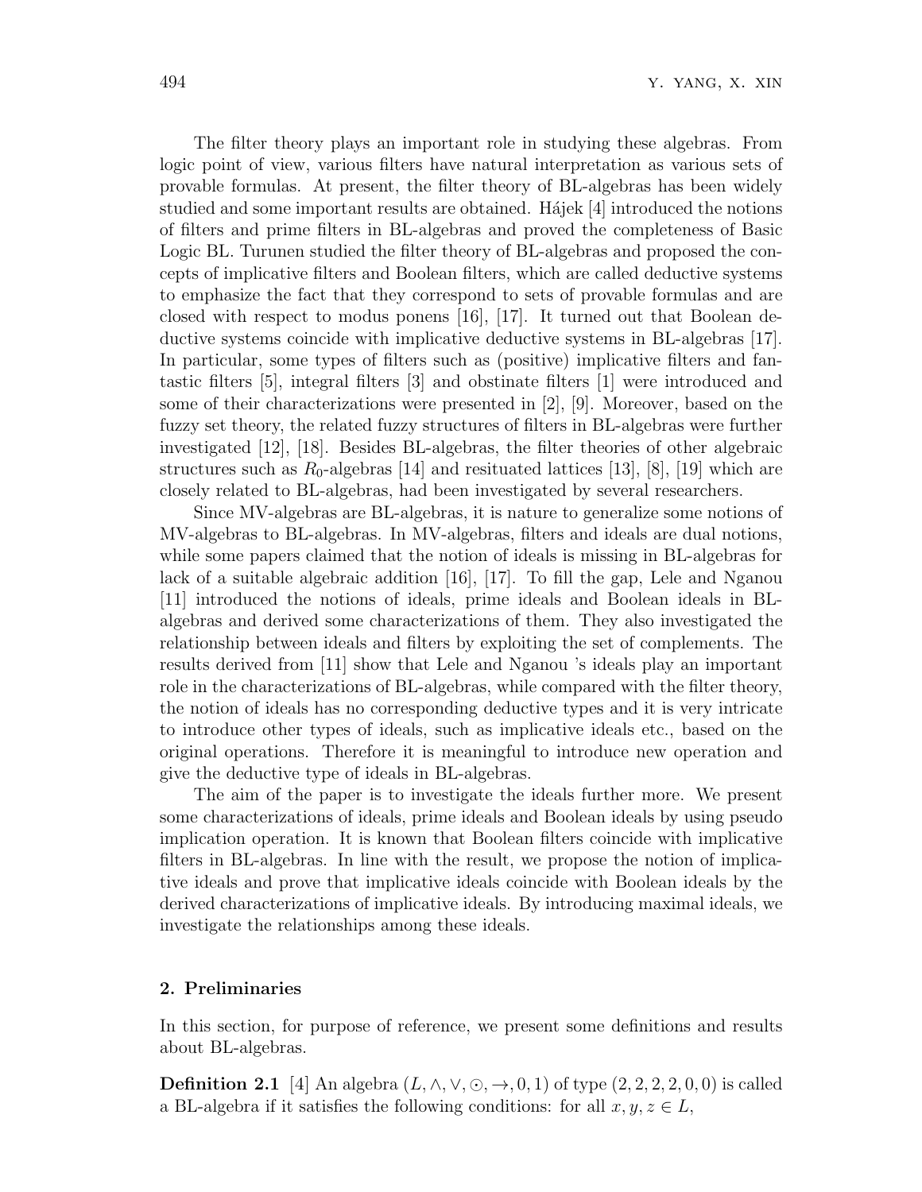The filter theory plays an important role in studying these algebras. From logic point of view, various filters have natural interpretation as various sets of provable formulas. At present, the filter theory of BL-algebras has been widely studied and some important results are obtained. Hájek [4] introduced the notions of filters and prime filters in BL-algebras and proved the completeness of Basic Logic BL. Turunen studied the filter theory of BL-algebras and proposed the concepts of implicative filters and Boolean filters, which are called deductive systems to emphasize the fact that they correspond to sets of provable formulas and are closed with respect to modus ponens [16], [17]. It turned out that Boolean deductive systems coincide with implicative deductive systems in BL-algebras [17]. In particular, some types of filters such as (positive) implicative filters and fantastic filters [5], integral filters [3] and obstinate filters [1] were introduced and some of their characterizations were presented in [2], [9]. Moreover, based on the fuzzy set theory, the related fuzzy structures of filters in BL-algebras were further investigated [12], [18]. Besides BL-algebras, the filter theories of other algebraic structures such as $R_0$-algebras [14] and resituated lattices [13], [8], [19] which are closely related to BL-algebras, had been investigated by several researchers.

Since MV-algebras are BL-algebras, it is nature to generalize some notions of MV-algebras to BL-algebras. In MV-algebras, filters and ideals are dual notions, while some papers claimed that the notion of ideals is missing in BL-algebras for lack of a suitable algebraic addition [16], [17]. To fill the gap, Lele and Nganou [11] introduced the notions of ideals, prime ideals and Boolean ideals in BL-algebras and derived some characterizations of them. They also investigated the relationship between ideals and filters by exploiting the set of complements. The results derived from [11] show that Lele and Nganou 's ideals play an important role in the characterizations of BL-algebras, while compared with the filter theory, the notion of ideals has no corresponding deductive types and it is very intricate to introduce other types of ideals, such as implicative ideals etc., based on the original operations. Therefore it is meaningful to introduce new operation and give the deductive type of ideals in BL-algebras.

The aim of the paper is to investigate the ideals further more. We present some characterizations of ideals, prime ideals and Boolean ideals by using pseudo implication operation. It is known that Boolean filters coincide with implicative filters in BL-algebras. In line with the result, we propose the notion of implicative ideals and prove that implicative ideals coincide with Boolean ideals by the derived characterizations of implicative ideals. By introducing maximal ideals, we investigate the relationships among these ideals.

## 2. Preliminaries

In this section, for purpose of reference, we present some definitions and results about BL-algebras.

**Definition 2.1** [4] An algebra $(L, \wedge, \vee, \odot, \rightarrow, 0, 1)$ of type $(2, 2, 2, 2, 0, 0)$ is called a BL-algebra if it satisfies the following conditions: for all $x, y, z \in L$,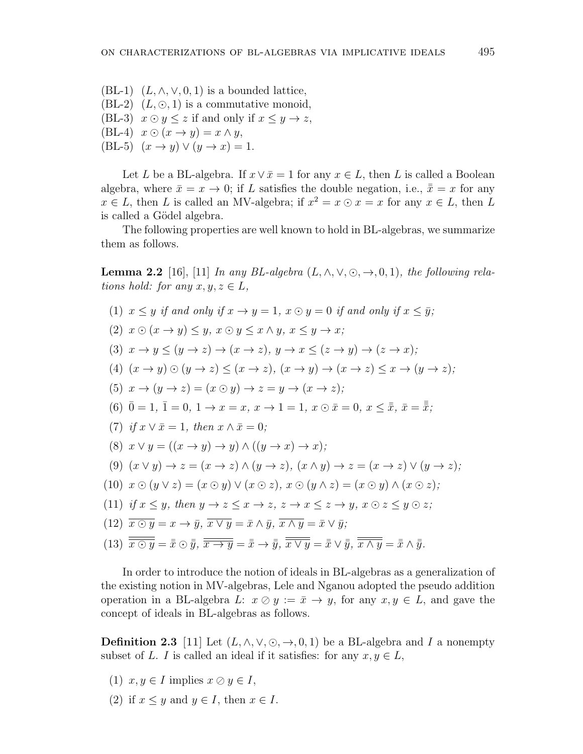(BL-1) $(L, \wedge, \vee, 0, 1)$ is a bounded lattice,
(BL-2) $(L, \odot, 1)$ is a commutative monoid,
(BL-3) $x \odot y \leq z$ if and only if $x \leq y \to z$,
(BL-4) $x \odot (x \to y) = x \wedge y$,
(BL-5) $(x \to y) \vee (y \to x) = 1$.

Let $L$ be a BL-algebra. If $x \vee \bar{x} = 1$ for any $x \in L$, then $L$ is called a Boolean algebra, where $\bar{x} = x \to 0$; if $L$ satisfies the double negation, i.e., $\bar{\bar{x}} = x$ for any $x \in L$, then $L$ is called an MV-algebra; if $x^2 = x \odot x = x$ for any $x \in L$, then $L$ is called a Gödel algebra.

The following properties are well known to hold in BL-algebras, we summarize them as follows.

**Lemma 2.2** [16], [11] *In any BL-algebra $(L, \wedge, \vee, \odot, \to, 0, 1)$, the following relations hold: for any $x, y, z \in L$,*

(1) $x \leq y$ *if and only if* $x \to y = 1$, $x \odot y = 0$ *if and only if* $x \leq \bar{y}$;

(2) $x \odot (x \to y) \leq y$, $x \odot y \leq x \wedge y$, $x \leq y \to x$;

(3) $x \to y \leq (y \to z) \to (x \to z)$, $y \to x \leq (z \to y) \to (z \to x)$;

(4) $(x \to y) \odot (y \to z) \leq (x \to z)$, $(x \to y) \to (x \to z) \leq x \to (y \to z)$;

(5) $x \to (y \to z) = (x \odot y) \to z = y \to (x \to z)$;

(6) $\bar{0} = 1$, $\bar{1} = 0$, $1 \to x = x$, $x \to 1 = 1$, $x \odot \bar{x} = 0$, $x \leq \bar{\bar{x}}$, $\bar{x} = \bar{\bar{\bar{x}}}$;

(7) *if* $x \vee \bar{x} = 1$, *then* $x \wedge \bar{x} = 0$;

(8) $x \vee y = ((x \to y) \to y) \wedge ((y \to x) \to x)$;

(9) $(x \vee y) \to z = (x \to z) \wedge (y \to z)$, $(x \wedge y) \to z = (x \to z) \vee (y \to z)$;

(10) $x \odot (y \vee z) = (x \odot y) \vee (x \odot z)$, $x \odot (y \wedge z) = (x \odot y) \wedge (x \odot z)$;

(11) *if* $x \leq y$, *then* $y \to z \leq x \to z$, $z \to x \leq z \to y$, $x \odot z \leq y \odot z$;

(12) $\overline{x \odot y} = x \to \bar{y}$, $\overline{x \vee y} = \bar{x} \wedge \bar{y}$, $\overline{x \wedge y} = \bar{x} \vee \bar{y}$;

(13) $\overline{\overline{x \odot y}} = \bar{\bar{x}} \odot \bar{\bar{y}}$, $\overline{\overline{x \to y}} = \bar{\bar{x}} \to \bar{\bar{y}}$, $\overline{\overline{x \vee y}} = \bar{\bar{x}} \vee \bar{\bar{y}}$, $\overline{\overline{x \wedge y}} = \bar{\bar{x}} \wedge \bar{\bar{y}}$.

In order to introduce the notion of ideals in BL-algebras as a generalization of the existing notion in MV-algebras, Lele and Nganou adopted the pseudo addition operation in a BL-algebra $L$: $x \oslash y := \bar{x} \to y$, for any $x, y \in L$, and gave the concept of ideals in BL-algebras as follows.

**Definition 2.3** [11] Let $(L, \wedge, \vee, \odot, \to, 0, 1)$ be a BL-algebra and $I$ a nonempty subset of $L$. $I$ is called an ideal if it satisfies: for any $x, y \in L$,

(1) $x, y \in I$ implies $x \oslash y \in I$,

(2) if $x \leq y$ and $y \in I$, then $x \in I$.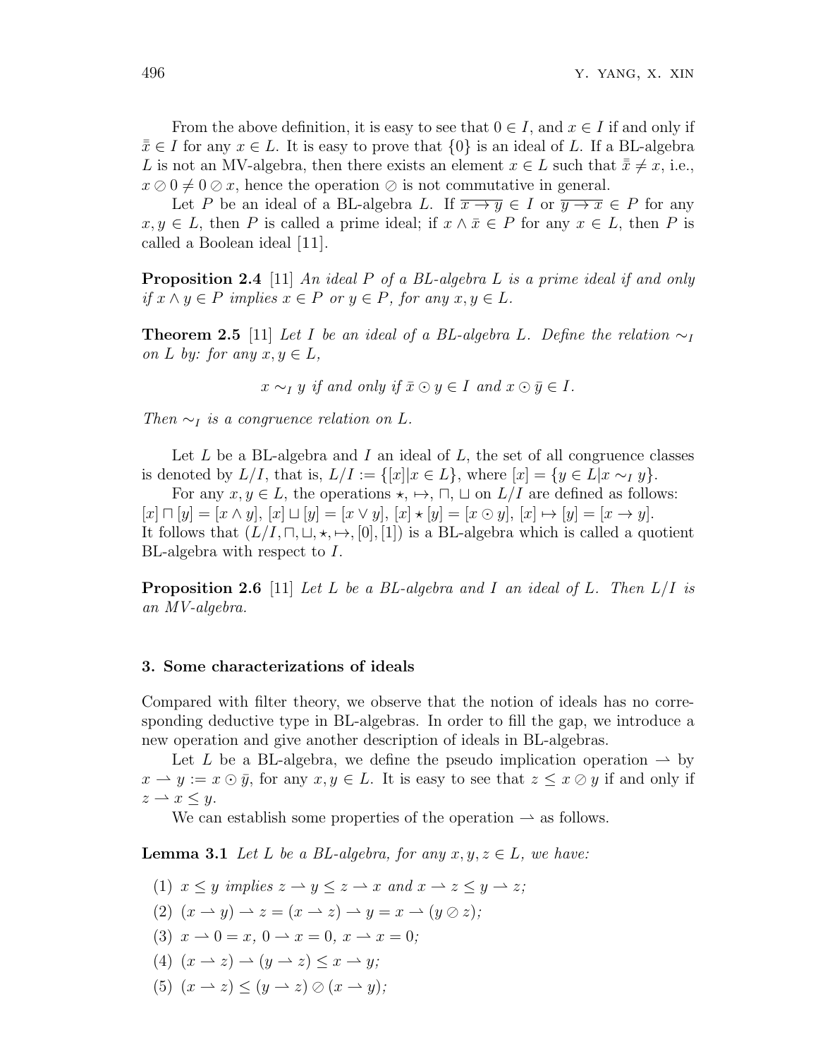From the above definition, it is easy to see that $0 \in I$, and $x \in I$ if and only if $\bar{\bar{x}} \in I$ for any $x \in L$. It is easy to prove that $\{0\}$ is an ideal of $L$. If a BL-algebra $L$ is not an MV-algebra, then there exists an element $x \in L$ such that $\bar{\bar{x}} \neq x$, i.e., $x \oslash 0 \neq 0 \oslash x$, hence the operation $\oslash$ is not commutative in general.

Let $P$ be an ideal of a BL-algebra $L$. If $\overline{x \to y} \in I$ or $\overline{y \to x} \in P$ for any $x, y \in L$, then $P$ is called a prime ideal; if $x \wedge \bar{x} \in P$ for any $x \in L$, then $P$ is called a Boolean ideal [11].

**Proposition 2.4** [11] *An ideal $P$ of a BL-algebra $L$ is a prime ideal if and only if $x \wedge y \in P$ implies $x \in P$ or $y \in P$, for any $x, y \in L$.*

**Theorem 2.5** [11] *Let $I$ be an ideal of a BL-algebra $L$. Define the relation $\sim_I$ on $L$ by: for any $x, y \in L$,*

$$x \sim_I y \text{ if and only if } \bar{x} \odot y \in I \text{ and } x \odot \bar{y} \in I.$$

*Then $\sim_I$ is a congruence relation on $L$.*

Let $L$ be a BL-algebra and $I$ an ideal of $L$, the set of all congruence classes is denoted by $L/I$, that is, $L/I := \{[x] | x \in L\}$, where $[x] = \{y \in L | x \sim_I y\}$.

For any $x, y \in L$, the operations $\star$, $\mapsto$, $\sqcap$, $\sqcup$ on $L/I$ are defined as follows: $[x] \sqcap [y] = [x \wedge y]$, $[x] \sqcup [y] = [x \vee y]$, $[x] \star [y] = [x \odot y]$, $[x] \mapsto [y] = [x \to y]$. It follows that $(L/I, \sqcap, \sqcup, \star, \mapsto, [0], [1])$ is a BL-algebra which is called a quotient BL-algebra with respect to $I$.

**Proposition 2.6** [11] *Let $L$ be a BL-algebra and $I$ an ideal of $L$. Then $L/I$ is an MV-algebra.*

### 3. Some characterizations of ideals

Compared with filter theory, we observe that the notion of ideals has no corresponding deductive type in BL-algebras. In order to fill the gap, we introduce a new operation and give another description of ideals in BL-algebras.

Let $L$ be a BL-algebra, we define the pseudo implication operation $\rightharpoonup$ by $x \rightharpoonup y := x \odot \bar{y}$, for any $x, y \in L$. It is easy to see that $z \leq x \oslash y$ if and only if $z \rightharpoonup x \leq y$.

We can establish some properties of the operation $\rightharpoonup$ as follows.

**Lemma 3.1** *Let $L$ be a BL-algebra, for any $x, y, z \in L$, we have:*

1. $x \leq y$ *implies* $z \rightharpoonup y \leq z \rightharpoonup x$ *and* $x \rightharpoonup z \leq y \rightharpoonup z$;
2. $(x \rightharpoonup y) \rightharpoonup z = (x \rightharpoonup z) \rightharpoonup y = x \rightharpoonup (y \oslash z)$;
3. $x \rightharpoonup 0 = x$, $0 \rightharpoonup x = 0$, $x \rightharpoonup x = 0$;
4. $(x \rightharpoonup z) \rightharpoonup (y \rightharpoonup z) \leq x \rightharpoonup y$;
5. $(x \rightharpoonup z) \leq (y \rightharpoonup z) \oslash (x \rightharpoonup y)$;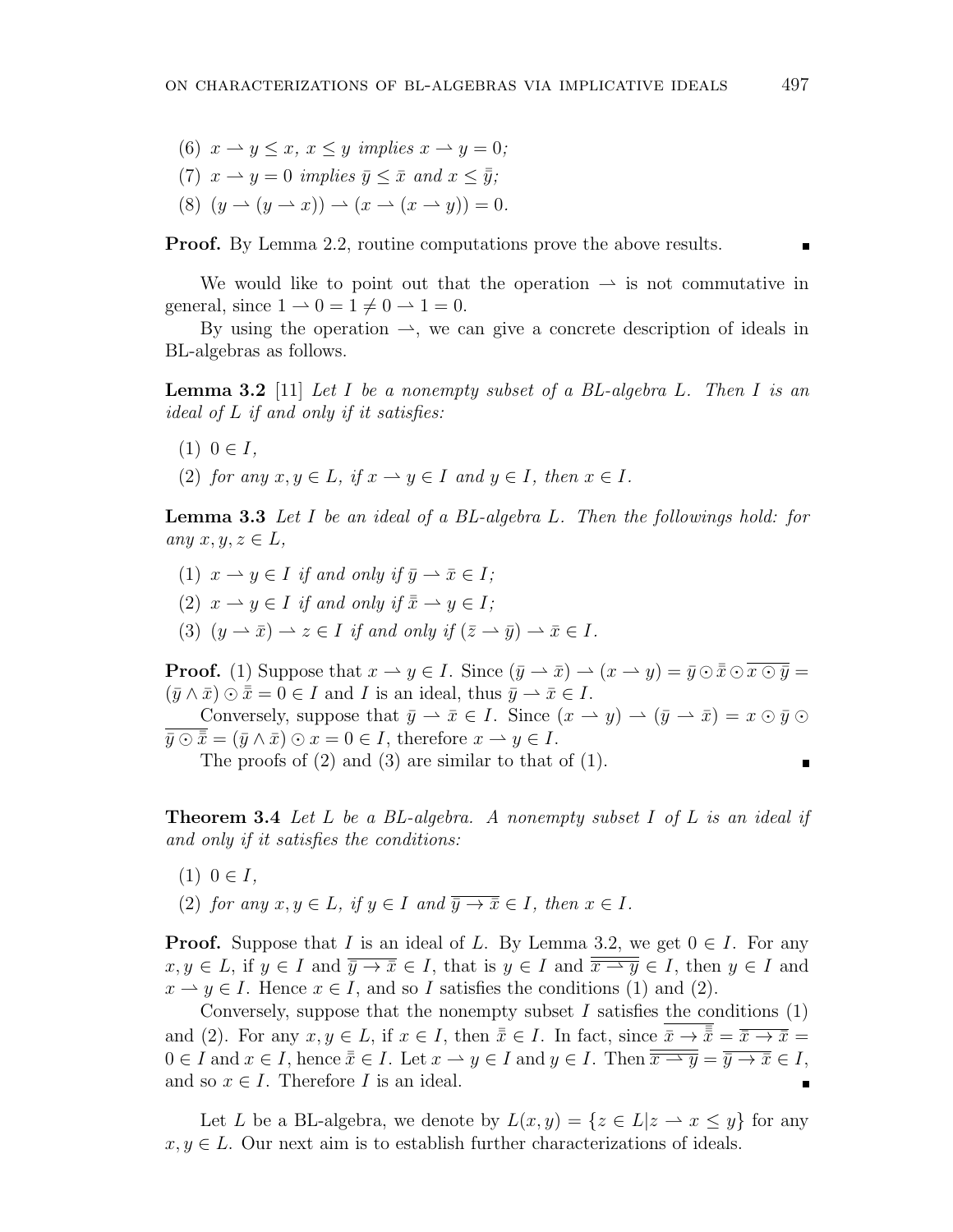(6) $x \rightharpoonup y \leq x$, $x \leq y$ *implies* $x \rightharpoonup y = 0$;

(7) $x \rightharpoonup y = 0$ *implies* $\bar{y} \leq \bar{x}$ *and* $x \leq \bar{\bar{y}}$;

(8) $(y \rightharpoonup (y \rightharpoonup x)) \rightharpoonup (x \rightharpoonup (x \rightharpoonup y)) = 0$.

**Proof.** By Lemma 2.2, routine computations prove the above results. ∎

We would like to point out that the operation $\rightharpoonup$ is not commutative in general, since $1 \rightharpoonup 0 = 1 \neq 0 \rightharpoonup 1 = 0$.

By using the operation $\rightharpoonup$, we can give a concrete description of ideals in BL-algebras as follows.

**Lemma 3.2** [11] *Let $I$ be a nonempty subset of a BL-algebra $L$. Then $I$ is an ideal of $L$ if and only if it satisfies:*

(1) $0 \in I$,

(2) *for any $x, y \in L$, if $x \rightharpoonup y \in I$ and $y \in I$, then $x \in I$.*

**Lemma 3.3** *Let $I$ be an ideal of a BL-algebra $L$. Then the followings hold: for any $x, y, z \in L$,*

(1) $x \rightharpoonup y \in I$ *if and only if* $\bar{y} \rightharpoonup \bar{x} \in I$;

(2) $x \rightharpoonup y \in I$ *if and only if* $\bar{\bar{x}} \rightharpoonup y \in I$;

(3) $(y \rightharpoonup \bar{x}) \rightharpoonup z \in I$ *if and only if* $(\bar{z} \rightharpoonup \bar{y}) \rightharpoonup \bar{x} \in I$.

**Proof.** (1) Suppose that $x \rightharpoonup y \in I$. Since $(\bar{y} \rightharpoonup \bar{x}) \rightharpoonup (x \rightharpoonup y) = \bar{y} \odot \bar{\bar{x}} \odot \overline{x \odot \bar{y}} = (\bar{y} \wedge \bar{x}) \odot \bar{\bar{x}} = 0 \in I$ and $I$ is an ideal, thus $\bar{y} \rightharpoonup \bar{x} \in I$.

Conversely, suppose that $\bar{y} \rightharpoonup \bar{x} \in I$. Since $(x \rightharpoonup y) \rightharpoonup (\bar{y} \rightharpoonup \bar{x}) = x \odot \bar{y} \odot \overline{\bar{y} \odot \bar{\bar{x}}} = (\bar{y} \wedge \bar{x}) \odot x = 0 \in I$, therefore $x \rightharpoonup y \in I$.

The proofs of (2) and (3) are similar to that of (1). ∎

**Theorem 3.4** *Let $L$ be a BL-algebra. A nonempty subset $I$ of $L$ is an ideal if and only if it satisfies the conditions:*

(1) $0 \in I$,

(2) *for any $x, y \in L$, if $y \in I$ and $\overline{\bar{y} \to \bar{x}} \in I$, then $x \in I$.*

**Proof.** Suppose that $I$ is an ideal of $L$. By Lemma 3.2, we get $0 \in I$. For any $x, y \in L$, if $y \in I$ and $\overline{\bar{y} \to \bar{x}} \in I$, that is $y \in I$ and $\overline{\overline{x \rightharpoonup y}} \in I$, then $y \in I$ and $x \rightharpoonup y \in I$. Hence $x \in I$, and so $I$ satisfies the conditions (1) and (2).

Conversely, suppose that the nonempty subset $I$ satisfies the conditions (1) and (2). For any $x, y \in L$, if $x \in I$, then $\bar{\bar{x}} \in I$. In fact, since $\overline{\bar{x} \to \bar{\bar{\bar{x}}}} = \overline{\bar{x} \to \bar{x}} = 0 \in I$ and $x \in I$, hence $\bar{\bar{x}} \in I$. Let $x \rightharpoonup y \in I$ and $y \in I$. Then $\overline{\overline{x \rightharpoonup y}} = \overline{\bar{y} \to \bar{x}} \in I$, and so $x \in I$. Therefore $I$ is an ideal. ∎

Let $L$ be a BL-algebra, we denote by $L(x, y) = \{z \in L | z \rightharpoonup x \leq y\}$ for any $x, y \in L$. Our next aim is to establish further characterizations of ideals.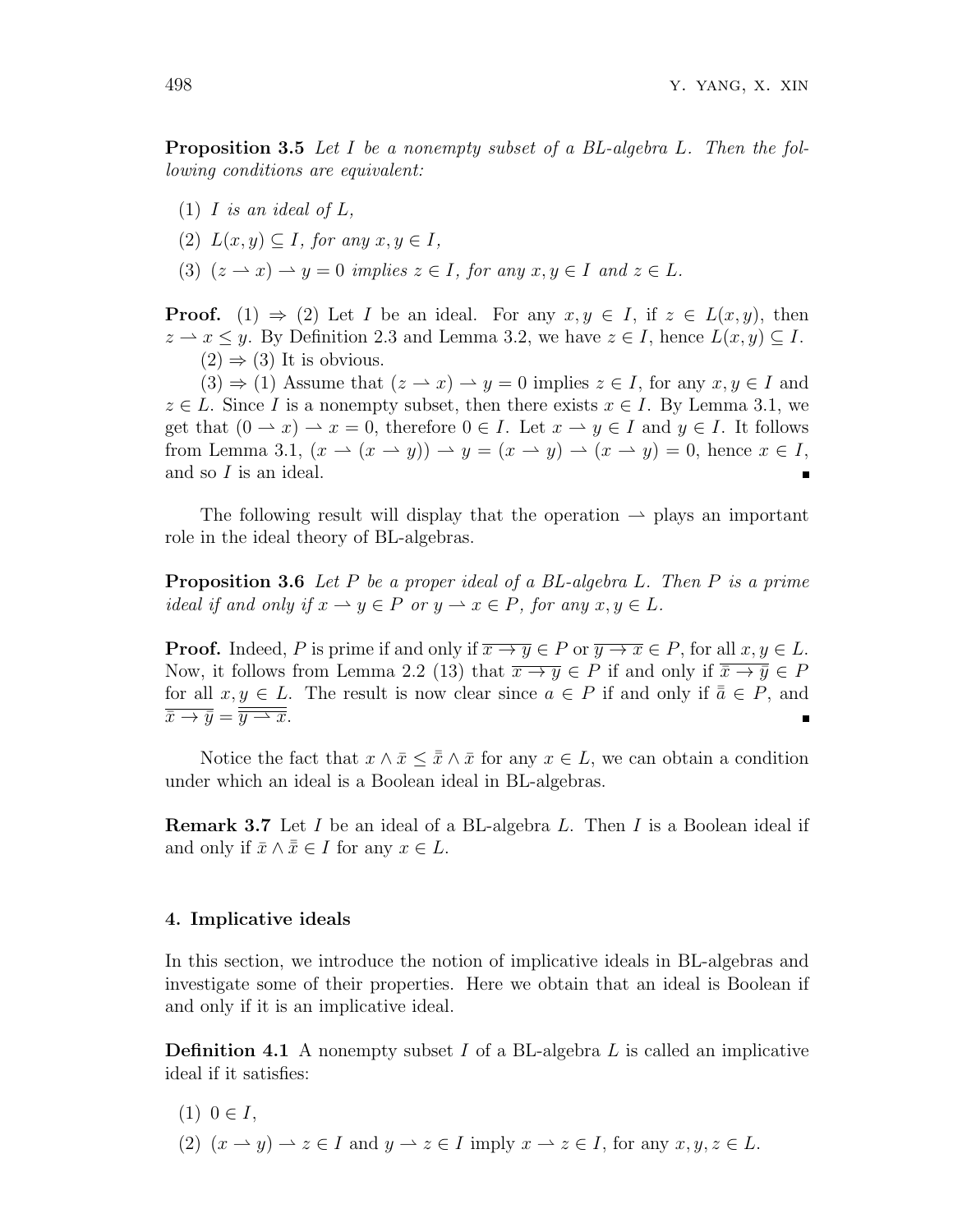**Proposition 3.5** *Let $I$ be a nonempty subset of a BL-algebra $L$. Then the following conditions are equivalent:*

1. *$I$ is an ideal of $L$,*
2. *$L(x, y) \subseteq I$, for any $x, y \in I$,*
3. *$(z \rightharpoonup x) \rightharpoonup y = 0$ implies $z \in I$, for any $x, y \in I$ and $z \in L$.*

**Proof.** (1) $\Rightarrow$ (2) Let $I$ be an ideal. For any $x, y \in I$, if $z \in L(x, y)$, then $z \rightharpoonup x \leq y$. By Definition 2.3 and Lemma 3.2, we have $z \in I$, hence $L(x, y) \subseteq I$.

(2) $\Rightarrow$ (3) It is obvious.

(3) $\Rightarrow$ (1) Assume that $(z \rightharpoonup x) \rightharpoonup y = 0$ implies $z \in I$, for any $x, y \in I$ and $z \in L$. Since $I$ is a nonempty subset, then there exists $x \in I$. By Lemma 3.1, we get that $(0 \rightharpoonup x) \rightharpoonup x = 0$, therefore $0 \in I$. Let $x \rightharpoonup y \in I$ and $y \in I$. It follows from Lemma 3.1, $(x \rightharpoonup (x \rightharpoonup y)) \rightharpoonup y = (x \rightharpoonup y) \rightharpoonup (x \rightharpoonup y) = 0$, hence $x \in I$, and so $I$ is an ideal. ∎

The following result will display that the operation $\rightharpoonup$ plays an important role in the ideal theory of BL-algebras.

**Proposition 3.6** *Let $P$ be a proper ideal of a BL-algebra $L$. Then $P$ is a prime ideal if and only if $x \rightharpoonup y \in P$ or $y \rightharpoonup x \in P$, for any $x, y \in L$.*

**Proof.** Indeed, $P$ is prime if and only if $\overline{x \rightarrow y} \in P$ or $\overline{y \rightarrow x} \in P$, for all $x, y \in L$. Now, it follows from Lemma 2.2 (13) that $\overline{x \rightarrow y} \in P$ if and only if $\overline{\bar{x} \rightarrow \bar{y}} \in P$ for all $x, y \in L$. The result is now clear since $a \in P$ if and only if $\bar{\bar{a}} \in P$, and $\overline{\bar{x} \rightarrow \bar{y}} = \overline{\overline{y \rightharpoonup x}}$. ∎

Notice the fact that $x \wedge \bar{x} \leq \bar{\bar{x}} \wedge \bar{x}$ for any $x \in L$, we can obtain a condition under which an ideal is a Boolean ideal in BL-algebras.

**Remark 3.7** Let $I$ be an ideal of a BL-algebra $L$. Then $I$ is a Boolean ideal if and only if $\bar{x} \wedge \bar{\bar{x}} \in I$ for any $x \in L$.

## 4. Implicative ideals

In this section, we introduce the notion of implicative ideals in BL-algebras and investigate some of their properties. Here we obtain that an ideal is Boolean if and only if it is an implicative ideal.

**Definition 4.1** A nonempty subset $I$ of a BL-algebra $L$ is called an implicative ideal if it satisfies:

1. $0 \in I$,
2. $(x \rightharpoonup y) \rightharpoonup z \in I$ and $y \rightharpoonup z \in I$ imply $x \rightharpoonup z \in I$, for any $x, y, z \in L$.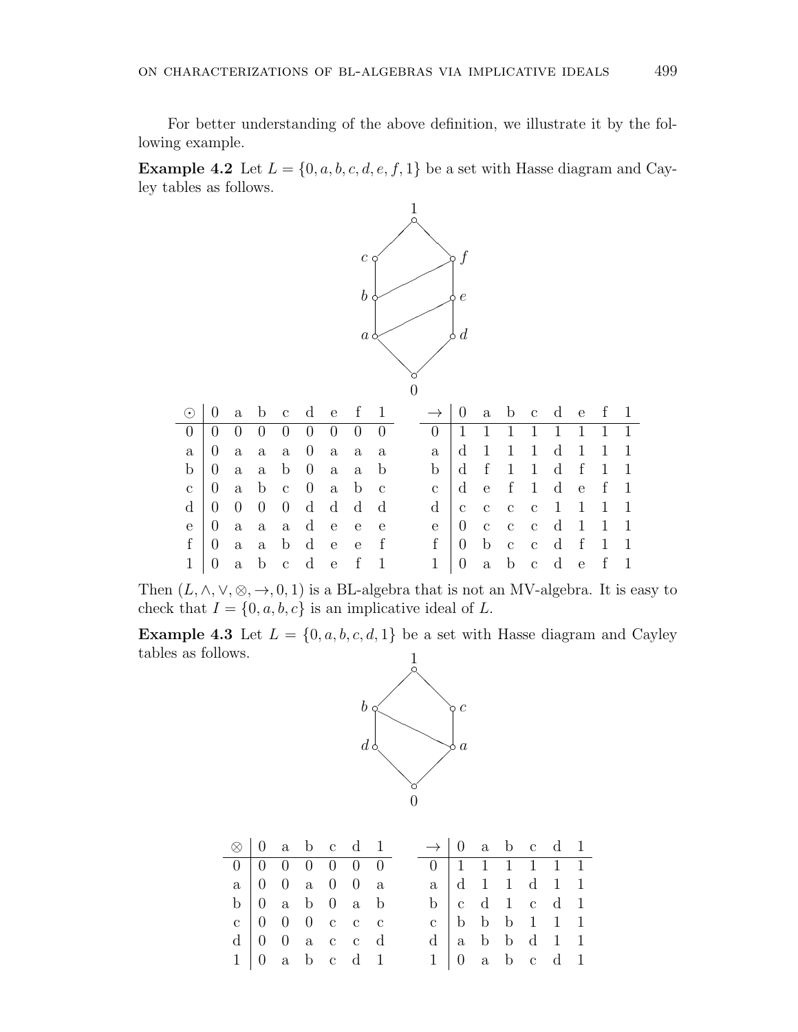For better understanding of the above definition, we illustrate it by the following example.

**Example 4.2** Let $L = \{0, a, b, c, d, e, f, 1\}$ be a set with Hasse diagram and Cayley tables as follows.

| $\odot$ | 0 | a | b | c | d | e | f | 1 |
|---|---|---|---|---|---|---|---|---|
| 0 | 0 | 0 | 0 | 0 | 0 | 0 | 0 | 0 |
| a | 0 | a | a | a | 0 | a | a | a |
| b | 0 | a | a | b | 0 | a | a | b |
| c | 0 | a | b | c | 0 | a | b | c |
| d | 0 | 0 | 0 | 0 | d | d | d | d |
| e | 0 | a | a | a | d | e | e | e |
| f | 0 | a | a | b | d | e | e | f |
| 1 | 0 | a | b | c | d | e | f | 1 |

| $\to$ | 0 | a | b | c | d | e | f | 1 |
|---|---|---|---|---|---|---|---|---|
| 0 | 1 | 1 | 1 | 1 | 1 | 1 | 1 | 1 |
| a | d | 1 | 1 | 1 | d | 1 | 1 | 1 |
| b | d | f | 1 | 1 | d | f | 1 | 1 |
| c | d | e | f | 1 | d | e | f | 1 |
| d | c | c | c | c | 1 | 1 | 1 | 1 |
| e | 0 | c | c | c | d | 1 | 1 | 1 |
| f | 0 | b | c | c | d | f | 1 | 1 |
| 1 | 0 | a | b | c | d | e | f | 1 |

Then $(L, \wedge, \vee, \otimes, \to, 0, 1)$ is a BL-algebra that is not an MV-algebra. It is easy to check that $I = \{0, a, b, c\}$ is an implicative ideal of $L$.

**Example 4.3** Let $L = \{0, a, b, c, d, 1\}$ be a set with Hasse diagram and Cayley tables as follows.

| $\otimes$ | 0 | a | b | c | d | 1 |
|---|---|---|---|---|---|---|
| 0 | 0 | 0 | 0 | 0 | 0 | 0 |
| a | 0 | 0 | a | 0 | 0 | a |
| b | 0 | a | b | 0 | a | b |
| c | 0 | 0 | 0 | c | c | c |
| d | 0 | 0 | a | c | c | d |
| 1 | 0 | a | b | c | d | 1 |

| $\to$ | 0 | a | b | c | d | 1 |
|---|---|---|---|---|---|---|
| 0 | 1 | 1 | 1 | 1 | 1 | 1 |
| a | d | 1 | 1 | d | 1 | 1 |
| b | c | d | 1 | c | d | 1 |
| c | b | b | b | 1 | 1 | 1 |
| d | a | b | b | d | 1 | 1 |
| 1 | 0 | a | b | c | d | 1 |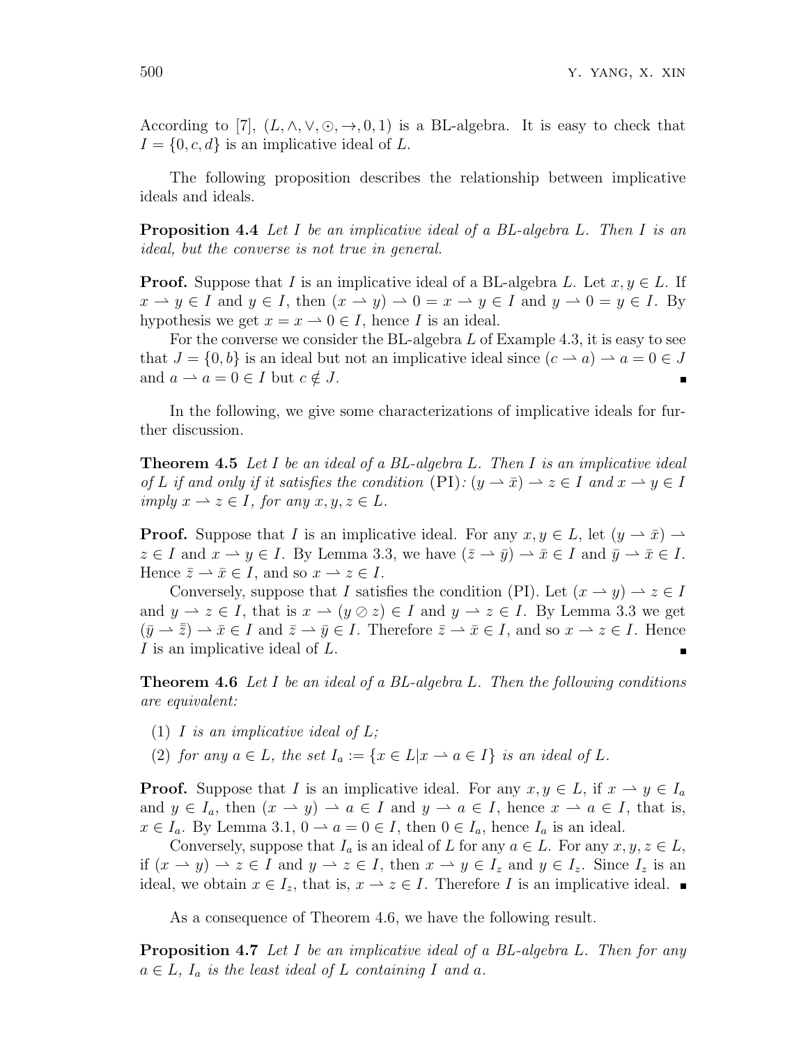According to [7], $(L, \wedge, \vee, \odot, \rightarrow, 0, 1)$ is a BL-algebra. It is easy to check that $I = \{0, c, d\}$ is an implicative ideal of $L$.

The following proposition describes the relationship between implicative ideals and ideals.

**Proposition 4.4** *Let $I$ be an implicative ideal of a BL-algebra $L$. Then $I$ is an ideal, but the converse is not true in general.*

**Proof.** Suppose that $I$ is an implicative ideal of a BL-algebra $L$. Let $x, y \in L$. If $x \rightharpoonup y \in I$ and $y \in I$, then $(x \rightharpoonup y) \rightharpoonup 0 = x \rightharpoonup y \in I$ and $y \rightharpoonup 0 = y \in I$. By hypothesis we get $x = x \rightharpoonup 0 \in I$, hence $I$ is an ideal.

For the converse we consider the BL-algebra $L$ of Example 4.3, it is easy to see that $J = \{0, b\}$ is an ideal but not an implicative ideal since $(c \rightharpoonup a) \rightharpoonup a = 0 \in J$ and $a \rightharpoonup a = 0 \in I$ but $c \notin J$. ∎

In the following, we give some characterizations of implicative ideals for further discussion.

**Theorem 4.5** *Let $I$ be an ideal of a BL-algebra $L$. Then $I$ is an implicative ideal of $L$ if and only if it satisfies the condition* (PI)*: $(y \rightharpoonup \bar{x}) \rightharpoonup z \in I$ and $x \rightharpoonup y \in I$ imply $x \rightharpoonup z \in I$, for any $x, y, z \in L$.*

**Proof.** Suppose that $I$ is an implicative ideal. For any $x, y \in L$, let $(y \rightharpoonup \bar{x}) \rightharpoonup z \in I$ and $x \rightharpoonup y \in I$. By Lemma 3.3, we have $(\bar{z} \rightharpoonup \bar{y}) \rightharpoonup \bar{x} \in I$ and $\bar{y} \rightharpoonup \bar{x} \in I$. Hence $\bar{z} \rightharpoonup \bar{x} \in I$, and so $x \rightharpoonup z \in I$.

Conversely, suppose that $I$ satisfies the condition (PI). Let $(x \rightharpoonup y) \rightharpoonup z \in I$ and $y \rightharpoonup z \in I$, that is $x \rightharpoonup (y \oslash z) \in I$ and $y \rightharpoonup z \in I$. By Lemma 3.3 we get $(\bar{y} \rightharpoonup \bar{\bar{z}}) \rightharpoonup \bar{x} \in I$ and $\bar{z} \rightharpoonup \bar{y} \in I$. Therefore $\bar{z} \rightharpoonup \bar{x} \in I$, and so $x \rightharpoonup z \in I$. Hence $I$ is an implicative ideal of $L$. ∎

**Theorem 4.6** *Let $I$ be an ideal of a BL-algebra $L$. Then the following conditions are equivalent:*

1. *$I$ is an implicative ideal of $L$;*
2. *for any $a \in L$, the set $I_a := \{x \in L | x \rightharpoonup a \in I\}$ is an ideal of $L$.*

**Proof.** Suppose that $I$ is an implicative ideal. For any $x, y \in L$, if $x \rightharpoonup y \in I_a$ and $y \in I_a$, then $(x \rightharpoonup y) \rightharpoonup a \in I$ and $y \rightharpoonup a \in I$, hence $x \rightharpoonup a \in I$, that is, $x \in I_a$. By Lemma 3.1, $0 \rightharpoonup a = 0 \in I$, then $0 \in I_a$, hence $I_a$ is an ideal.

Conversely, suppose that $I_a$ is an ideal of $L$ for any $a \in L$. For any $x, y, z \in L$, if $(x \rightharpoonup y) \rightharpoonup z \in I$ and $y \rightharpoonup z \in I$, then $x \rightharpoonup y \in I_z$ and $y \in I_z$. Since $I_z$ is an ideal, we obtain $x \in I_z$, that is, $x \rightharpoonup z \in I$. Therefore $I$ is an implicative ideal. ∎

As a consequence of Theorem 4.6, we have the following result.

**Proposition 4.7** *Let $I$ be an implicative ideal of a BL-algebra $L$. Then for any $a \in L$, $I_a$ is the least ideal of $L$ containing $I$ and $a$.*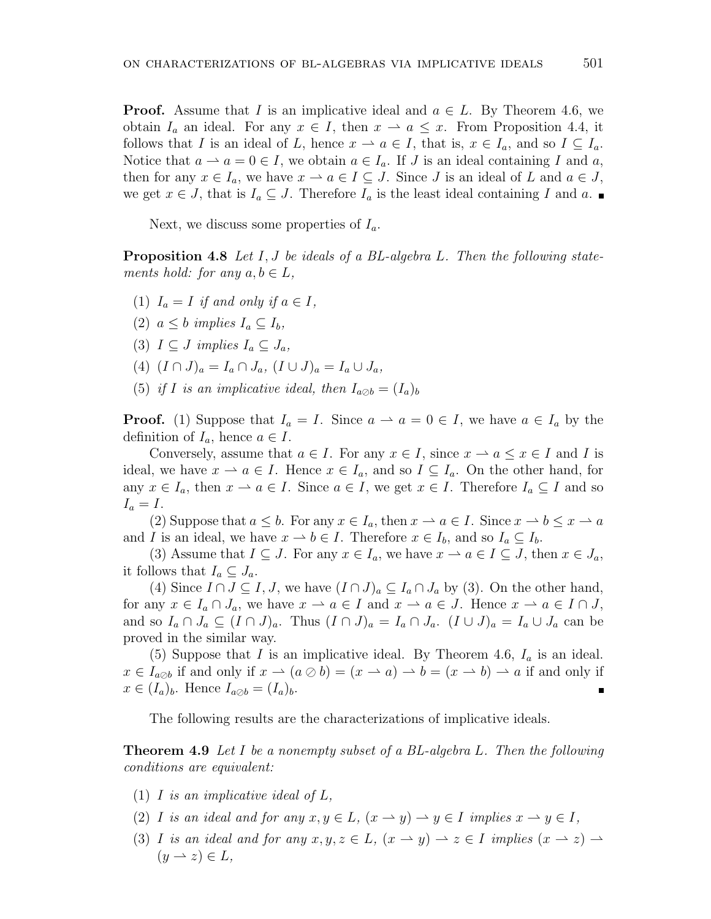**Proof.** Assume that $I$ is an implicative ideal and $a \in L$. By Theorem 4.6, we obtain $I_a$ an ideal. For any $x \in I$, then $x \rightharpoonup a \leq x$. From Proposition 4.4, it follows that $I$ is an ideal of $L$, hence $x \rightharpoonup a \in I$, that is, $x \in I_a$, and so $I \subseteq I_a$. Notice that $a \rightharpoonup a = 0 \in I$, we obtain $a \in I_a$. If $J$ is an ideal containing $I$ and $a$, then for any $x \in I_a$, we have $x \rightharpoonup a \in I \subseteq J$. Since $J$ is an ideal of $L$ and $a \in J$, we get $x \in J$, that is $I_a \subseteq J$. Therefore $I_a$ is the least ideal containing $I$ and $a$. ∎

Next, we discuss some properties of $I_a$.

**Proposition 4.8** *Let $I, J$ be ideals of a BL-algebra $L$. Then the following statements hold: for any $a, b \in L$,*

1. *$I_a = I$ if and only if $a \in I$,*
2. *$a \leq b$ implies $I_a \subseteq I_b$,*
3. *$I \subseteq J$ implies $I_a \subseteq J_a$,*
4. *$(I \cap J)_a = I_a \cap J_a$, $(I \cup J)_a = I_a \cup J_a$,*
5. *if $I$ is an implicative ideal, then $I_{a \oslash b} = (I_a)_b$*

**Proof.** (1) Suppose that $I_a = I$. Since $a \rightharpoonup a = 0 \in I$, we have $a \in I_a$ by the definition of $I_a$, hence $a \in I$.

Conversely, assume that $a \in I$. For any $x \in I$, since $x \rightharpoonup a \leq x \in I$ and $I$ is ideal, we have $x \rightharpoonup a \in I$. Hence $x \in I_a$, and so $I \subseteq I_a$. On the other hand, for any $x \in I_a$, then $x \rightharpoonup a \in I$. Since $a \in I$, we get $x \in I$. Therefore $I_a \subseteq I$ and so $I_a = I$.

(2) Suppose that $a \leq b$. For any $x \in I_a$, then $x \rightharpoonup a \in I$. Since $x \rightharpoonup b \leq x \rightharpoonup a$ and $I$ is an ideal, we have $x \rightharpoonup b \in I$. Therefore $x \in I_b$, and so $I_a \subseteq I_b$.

(3) Assume that $I \subseteq J$. For any $x \in I_a$, we have $x \rightharpoonup a \in I \subseteq J$, then $x \in J_a$, it follows that $I_a \subseteq J_a$.

(4) Since $I \cap J \subseteq I, J$, we have $(I \cap J)_a \subseteq I_a \cap J_a$ by (3). On the other hand, for any $x \in I_a \cap J_a$, we have $x \rightharpoonup a \in I$ and $x \rightharpoonup a \in J$. Hence $x \rightharpoonup a \in I \cap J$, and so $I_a \cap J_a \subseteq (I \cap J)_a$. Thus $(I \cap J)_a = I_a \cap J_a$. $(I \cup J)_a = I_a \cup J_a$ can be proved in the similar way.

(5) Suppose that $I$ is an implicative ideal. By Theorem 4.6, $I_a$ is an ideal. $x \in I_{a \oslash b}$ if and only if $x \rightharpoonup (a \oslash b) = (x \rightharpoonup a) \rightharpoonup b = (x \rightharpoonup b) \rightharpoonup a$ if and only if $x \in (I_a)_b$. Hence $I_{a \oslash b} = (I_a)_b$. ∎

The following results are the characterizations of implicative ideals.

**Theorem 4.9** *Let $I$ be a nonempty subset of a BL-algebra $L$. Then the following conditions are equivalent:*

1. *$I$ is an implicative ideal of $L$,*
2. *$I$ is an ideal and for any $x, y \in L$, $(x \rightharpoonup y) \rightharpoonup y \in I$ implies $x \rightharpoonup y \in I$,*
3. *$I$ is an ideal and for any $x, y, z \in L$, $(x \rightharpoonup y) \rightharpoonup z \in I$ implies $(x \rightharpoonup z) \rightharpoonup (y \rightharpoonup z) \in L$,*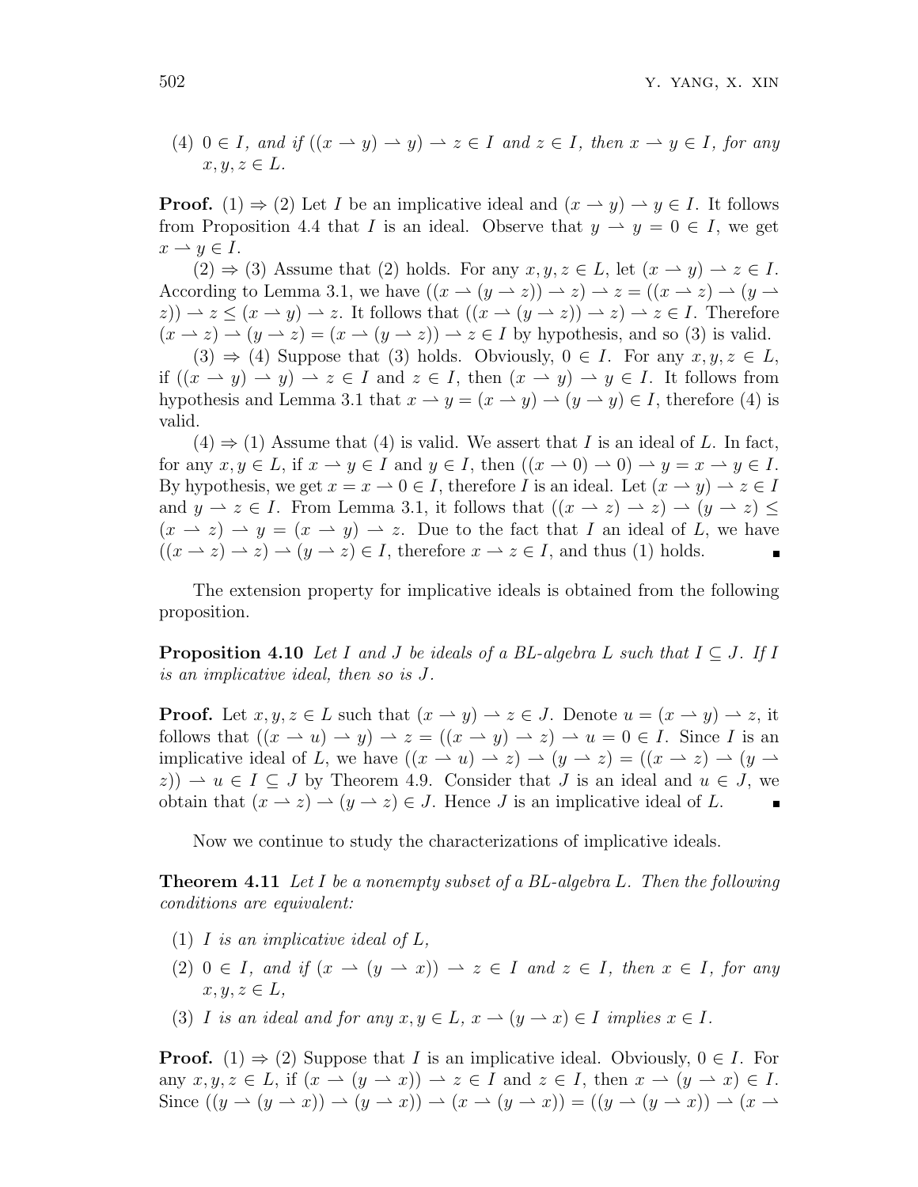(4) $0 \in I$, *and if* $((x \rightharpoonup y) \rightharpoonup y) \rightharpoonup z \in I$ *and* $z \in I$, *then* $x \rightharpoonup y \in I$, *for any* $x, y, z \in L$.

**Proof.** $(1) \Rightarrow (2)$ Let $I$ be an implicative ideal and $(x \rightharpoonup y) \rightharpoonup y \in I$. It follows from Proposition 4.4 that $I$ is an ideal. Observe that $y \rightharpoonup y = 0 \in I$, we get $x \rightharpoonup y \in I$.

$(2) \Rightarrow (3)$ Assume that (2) holds. For any $x, y, z \in L$, let $(x \rightharpoonup y) \rightharpoonup z \in I$. According to Lemma 3.1, we have $((x \rightharpoonup (y \rightharpoonup z)) \rightharpoonup z) \rightharpoonup z = ((x \rightharpoonup z) \rightharpoonup (y \rightharpoonup z)) \rightharpoonup z \leq (x \rightharpoonup y) \rightharpoonup z$. It follows that $((x \rightharpoonup (y \rightharpoonup z)) \rightharpoonup z) \rightharpoonup z \in I$. Therefore $(x \rightharpoonup z) \rightharpoonup (y \rightharpoonup z) = (x \rightharpoonup (y \rightharpoonup z)) \rightharpoonup z \in I$ by hypothesis, and so (3) is valid.

$(3) \Rightarrow (4)$ Suppose that (3) holds. Obviously, $0 \in I$. For any $x, y, z \in L$, if $((x \rightharpoonup y) \rightharpoonup y) \rightharpoonup z \in I$ and $z \in I$, then $(x \rightharpoonup y) \rightharpoonup y \in I$. It follows from hypothesis and Lemma 3.1 that $x \rightharpoonup y = (x \rightharpoonup y) \rightharpoonup (y \rightharpoonup y) \in I$, therefore (4) is valid.

$(4) \Rightarrow (1)$ Assume that (4) is valid. We assert that $I$ is an ideal of $L$. In fact, for any $x, y \in L$, if $x \rightharpoonup y \in I$ and $y \in I$, then $((x \rightharpoonup 0) \rightharpoonup 0) \rightharpoonup y = x \rightharpoonup y \in I$. By hypothesis, we get $x = x \rightharpoonup 0 \in I$, therefore $I$ is an ideal. Let $(x \rightharpoonup y) \rightharpoonup z \in I$ and $y \rightharpoonup z \in I$. From Lemma 3.1, it follows that $((x \rightharpoonup z) \rightharpoonup z) \rightharpoonup (y \rightharpoonup z) \leq (x \rightharpoonup z) \rightharpoonup y = (x \rightharpoonup y) \rightharpoonup z$. Due to the fact that $I$ an ideal of $L$, we have $((x \rightharpoonup z) \rightharpoonup z) \rightharpoonup (y \rightharpoonup z) \in I$, therefore $x \rightharpoonup z \in I$, and thus (1) holds. ∎

The extension property for implicative ideals is obtained from the following proposition.

**Proposition 4.10** *Let $I$ and $J$ be ideals of a BL-algebra $L$ such that $I \subseteq J$. If $I$ is an implicative ideal, then so is $J$.*

**Proof.** Let $x, y, z \in L$ such that $(x \rightharpoonup y) \rightharpoonup z \in J$. Denote $u = (x \rightharpoonup y) \rightharpoonup z$, it follows that $((x \rightharpoonup u) \rightharpoonup y) \rightharpoonup z = ((x \rightharpoonup y) \rightharpoonup z) \rightharpoonup u = 0 \in I$. Since $I$ is an implicative ideal of $L$, we have $((x \rightharpoonup u) \rightharpoonup z) \rightharpoonup (y \rightharpoonup z) = ((x \rightharpoonup z) \rightharpoonup (y \rightharpoonup z)) \rightharpoonup u \in I \subseteq J$ by Theorem 4.9. Consider that $J$ is an ideal and $u \in J$, we obtain that $(x \rightharpoonup z) \rightharpoonup (y \rightharpoonup z) \in J$. Hence $J$ is an implicative ideal of $L$. ∎

Now we continue to study the characterizations of implicative ideals.

**Theorem 4.11** *Let $I$ be a nonempty subset of a BL-algebra $L$. Then the following conditions are equivalent:*

(1) *$I$ is an implicative ideal of $L$,*

(2) $0 \in I$, *and if* $(x \rightharpoonup (y \rightharpoonup x)) \rightharpoonup z \in I$ *and* $z \in I$, *then* $x \in I$, *for any* $x, y, z \in L$,

(3) *$I$ is an ideal and for any $x, y \in L$, $x \rightharpoonup (y \rightharpoonup x) \in I$ implies $x \in I$.*

**Proof.** $(1) \Rightarrow (2)$ Suppose that $I$ is an implicative ideal. Obviously, $0 \in I$. For any $x, y, z \in L$, if $(x \rightharpoonup (y \rightharpoonup x)) \rightharpoonup z \in I$ and $z \in I$, then $x \rightharpoonup (y \rightharpoonup x) \in I$. Since $((y \rightharpoonup (y \rightharpoonup x)) \rightharpoonup (y \rightharpoonup x)) \rightharpoonup (x \rightharpoonup (y \rightharpoonup x)) = ((y \rightharpoonup (y \rightharpoonup x)) \rightharpoonup (x \rightharpoonup$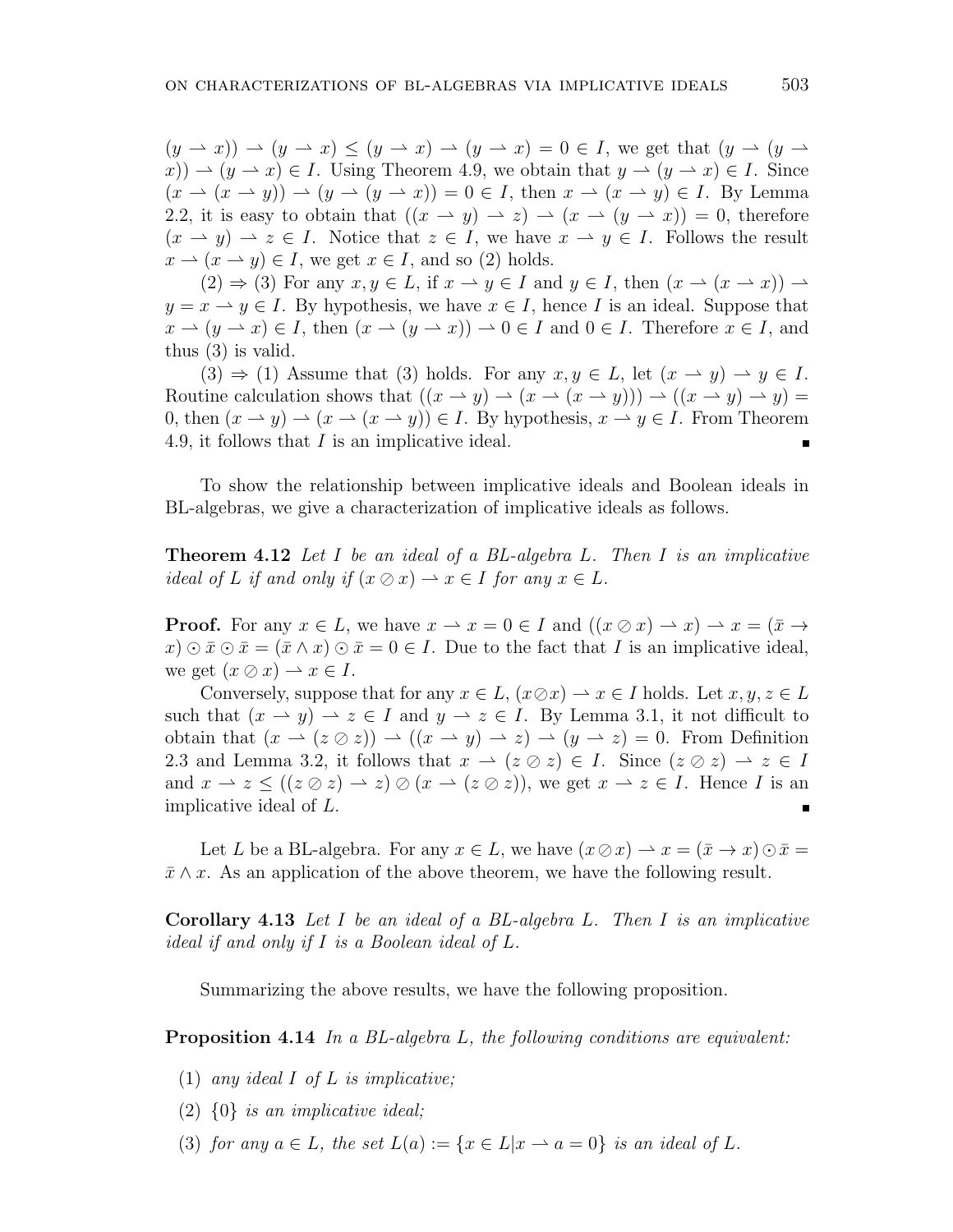$(y \rightharpoonup x)) \rightharpoonup (y \rightharpoonup x) \leq (y \rightharpoonup x) \rightharpoonup (y \rightharpoonup x) = 0 \in I$, we get that $(y \rightharpoonup (y \rightharpoonup x)) \rightharpoonup (y \rightharpoonup x) \in I$. Using Theorem 4.9, we obtain that $y \rightharpoonup (y \rightharpoonup x) \in I$. Since $(x \rightharpoonup (x \rightharpoonup y)) \rightharpoonup (y \rightharpoonup (y \rightharpoonup x)) = 0 \in I$, then $x \rightharpoonup (x \rightharpoonup y) \in I$. By Lemma 2.2, it is easy to obtain that $((x \rightharpoonup y) \rightharpoonup z) \rightharpoonup (x \rightharpoonup (y \rightharpoonup x)) = 0$, therefore $(x \rightharpoonup y) \rightharpoonup z \in I$. Notice that $z \in I$, we have $x \rightharpoonup y \in I$. Follows the result $x \rightharpoonup (x \rightharpoonup y) \in I$, we get $x \in I$, and so (2) holds.

(2) $\Rightarrow$ (3) For any $x, y \in L$, if $x \rightharpoonup y \in I$ and $y \in I$, then $(x \rightharpoonup (x \rightharpoonup x)) \rightharpoonup y = x \rightharpoonup y \in I$. By hypothesis, we have $x \in I$, hence $I$ is an ideal. Suppose that $x \rightharpoonup (y \rightharpoonup x) \in I$, then $(x \rightharpoonup (y \rightharpoonup x)) \rightharpoonup 0 \in I$ and $0 \in I$. Therefore $x \in I$, and thus (3) is valid.

(3) $\Rightarrow$ (1) Assume that (3) holds. For any $x, y \in L$, let $(x \rightharpoonup y) \rightharpoonup y \in I$. Routine calculation shows that $((x \rightharpoonup y) \rightharpoonup (x \rightharpoonup (x \rightharpoonup y))) \rightharpoonup ((x \rightharpoonup y) \rightharpoonup y) = 0$, then $(x \rightharpoonup y) \rightharpoonup (x \rightharpoonup (x \rightharpoonup y)) \in I$. By hypothesis, $x \rightharpoonup y \in I$. From Theorem 4.9, it follows that $I$ is an implicative ideal. ∎

To show the relationship between implicative ideals and Boolean ideals in BL-algebras, we give a characterization of implicative ideals as follows.

**Theorem 4.12** *Let $I$ be an ideal of a BL-algebra $L$. Then $I$ is an implicative ideal of $L$ if and only if $(x \oslash x) \rightharpoonup x \in I$ for any $x \in L$.*

**Proof.** For any $x \in L$, we have $x \rightharpoonup x = 0 \in I$ and $((x \oslash x) \rightharpoonup x) \rightharpoonup x = (\bar{x} \rightarrow x) \odot \bar{x} \odot \bar{x} = (\bar{x} \wedge x) \odot \bar{x} = 0 \in I$. Due to the fact that $I$ is an implicative ideal, we get $(x \oslash x) \rightharpoonup x \in I$.

Conversely, suppose that for any $x \in L$, $(x \oslash x) \rightharpoonup x \in I$ holds. Let $x, y, z \in L$ such that $(x \rightharpoonup y) \rightharpoonup z \in I$ and $y \rightharpoonup z \in I$. By Lemma 3.1, it not difficult to obtain that $(x \rightharpoonup (z \oslash z)) \rightharpoonup ((x \rightharpoonup y) \rightharpoonup z) \rightharpoonup (y \rightharpoonup z) = 0$. From Definition 2.3 and Lemma 3.2, it follows that $x \rightharpoonup (z \oslash z) \in I$. Since $(z \oslash z) \rightharpoonup z \in I$ and $x \rightharpoonup z \leq ((z \oslash z) \rightharpoonup z) \oslash (x \rightharpoonup (z \oslash z))$, we get $x \rightharpoonup z \in I$. Hence $I$ is an implicative ideal of $L$. ∎

Let $L$ be a BL-algebra. For any $x \in L$, we have $(x \oslash x) \rightharpoonup x = (\bar{x} \rightarrow x) \odot \bar{x} = \bar{x} \wedge x$. As an application of the above theorem, we have the following result.

**Corollary 4.13** *Let $I$ be an ideal of a BL-algebra $L$. Then $I$ is an implicative ideal if and only if $I$ is a Boolean ideal of $L$.*

Summarizing the above results, we have the following proposition.

**Proposition 4.14** *In a BL-algebra $L$, the following conditions are equivalent:*

1. *any ideal $I$ of $L$ is implicative;*
2. *$\{0\}$ is an implicative ideal;*
3. *for any $a \in L$, the set $L(a) := \{x \in L | x \rightharpoonup a = 0\}$ is an ideal of $L$.*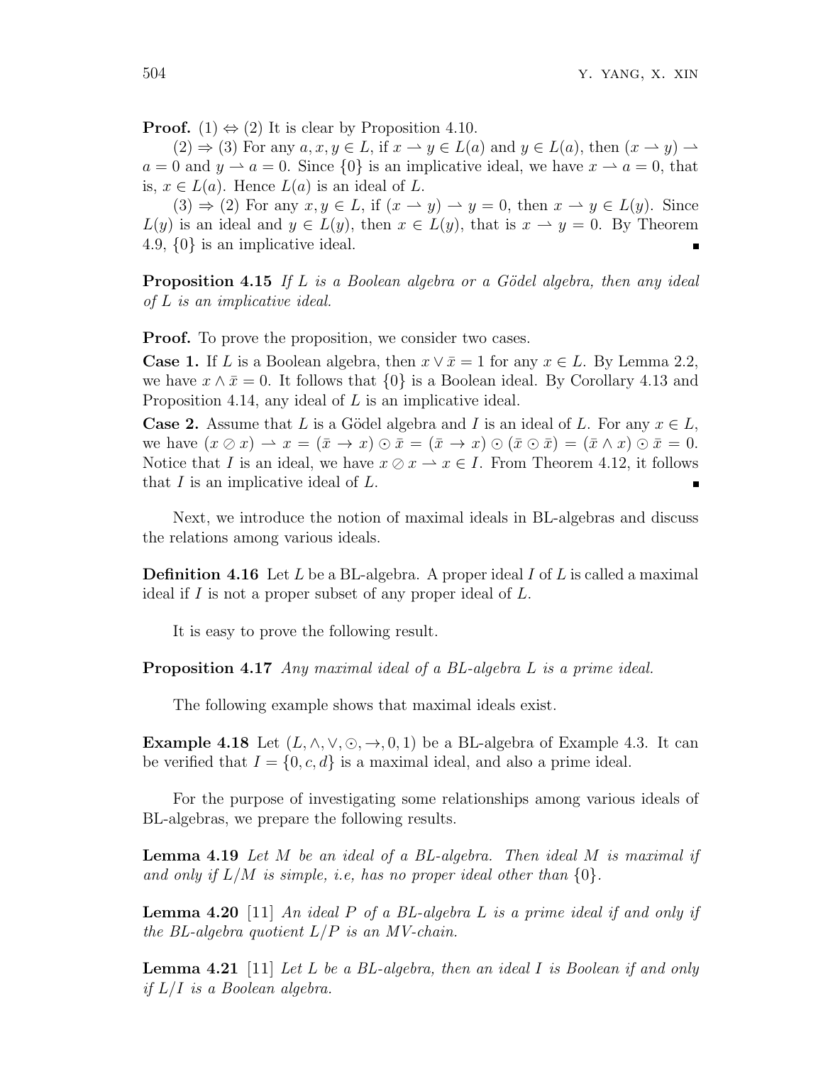**Proof.** (1) $\Leftrightarrow$ (2) It is clear by Proposition 4.10.

(2) $\Rightarrow$ (3) For any $a, x, y \in L$, if $x \rightharpoonup y \in L(a)$ and $y \in L(a)$, then $(x \rightharpoonup y) \rightharpoonup a = 0$ and $y \rightharpoonup a = 0$. Since $\{0\}$ is an implicative ideal, we have $x \rightharpoonup a = 0$, that is, $x \in L(a)$. Hence $L(a)$ is an ideal of $L$.

(3) $\Rightarrow$ (2) For any $x, y \in L$, if $(x \rightharpoonup y) \rightharpoonup y = 0$, then $x \rightharpoonup y \in L(y)$. Since $L(y)$ is an ideal and $y \in L(y)$, then $x \in L(y)$, that is $x \rightharpoonup y = 0$. By Theorem 4.9, $\{0\}$ is an implicative ideal. ∎

**Proposition 4.15** *If $L$ is a Boolean algebra or a Gödel algebra, then any ideal of $L$ is an implicative ideal.*

**Proof.** To prove the proposition, we consider two cases.

**Case 1.** If $L$ is a Boolean algebra, then $x \vee \bar{x} = 1$ for any $x \in L$. By Lemma 2.2, we have $x \wedge \bar{x} = 0$. It follows that $\{0\}$ is a Boolean ideal. By Corollary 4.13 and Proposition 4.14, any ideal of $L$ is an implicative ideal.

**Case 2.** Assume that $L$ is a Gödel algebra and $I$ is an ideal of $L$. For any $x \in L$, we have $(x \oslash x) \rightharpoonup x = (\bar{x} \to x) \odot \bar{x} = (\bar{x} \to x) \odot (\bar{x} \odot \bar{x}) = (\bar{x} \wedge x) \odot \bar{x} = 0$. Notice that $I$ is an ideal, we have $x \oslash x \rightharpoonup x \in I$. From Theorem 4.12, it follows that $I$ is an implicative ideal of $L$. ∎

Next, we introduce the notion of maximal ideals in BL-algebras and discuss the relations among various ideals.

**Definition 4.16** Let $L$ be a BL-algebra. A proper ideal $I$ of $L$ is called a maximal ideal if $I$ is not a proper subset of any proper ideal of $L$.

It is easy to prove the following result.

**Proposition 4.17** *Any maximal ideal of a BL-algebra $L$ is a prime ideal.*

The following example shows that maximal ideals exist.

**Example 4.18** Let $(L, \wedge, \vee, \odot, \to, 0, 1)$ be a BL-algebra of Example 4.3. It can be verified that $I = \{0, c, d\}$ is a maximal ideal, and also a prime ideal.

For the purpose of investigating some relationships among various ideals of BL-algebras, we prepare the following results.

**Lemma 4.19** *Let $M$ be an ideal of a BL-algebra. Then ideal $M$ is maximal if and only if $L/M$ is simple, i.e, has no proper ideal other than $\{0\}$.*

**Lemma 4.20** [11] *An ideal $P$ of a BL-algebra $L$ is a prime ideal if and only if the BL-algebra quotient $L/P$ is an MV-chain.*

**Lemma 4.21** [11] *Let $L$ be a BL-algebra, then an ideal $I$ is Boolean if and only if $L/I$ is a Boolean algebra.*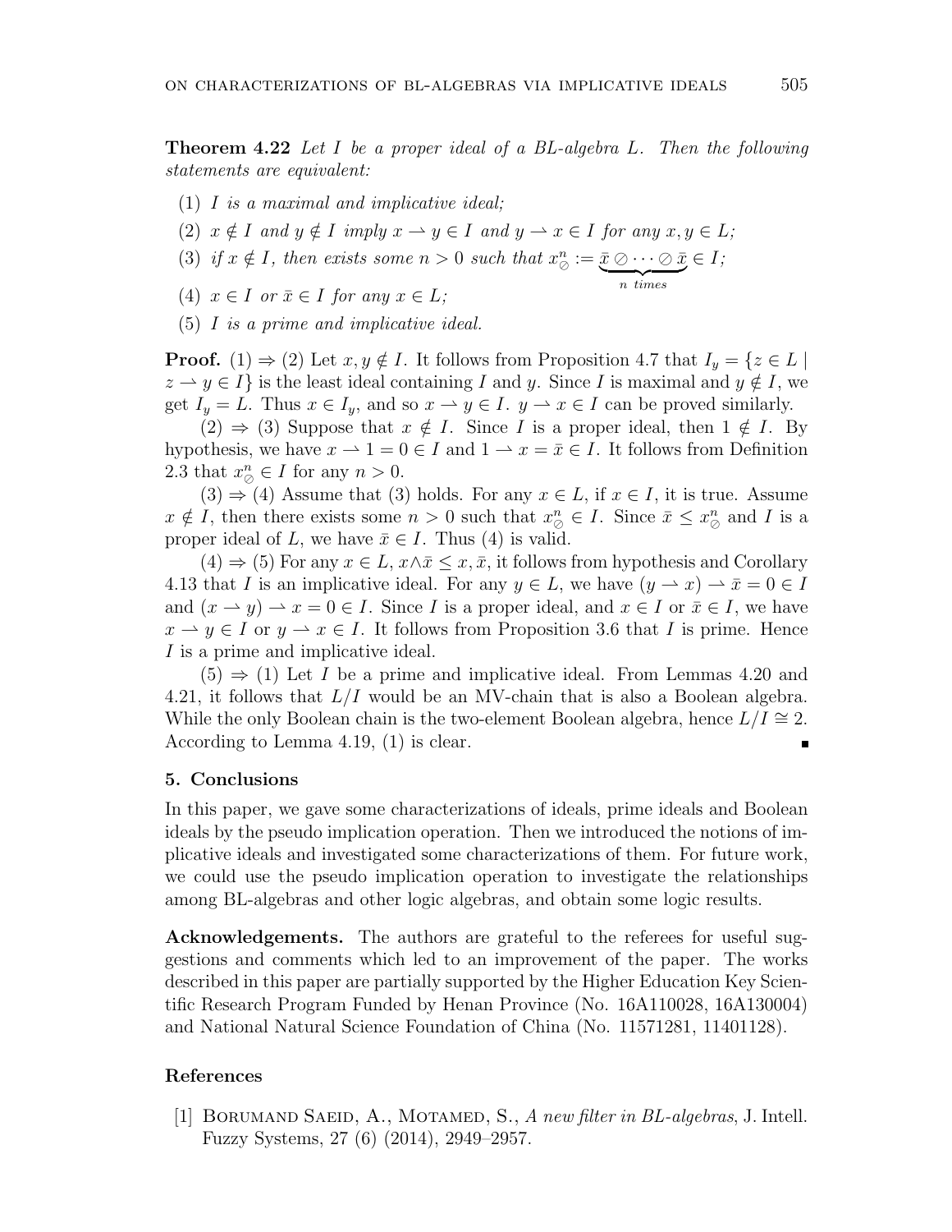**Theorem 4.22** *Let $I$ be a proper ideal of a BL-algebra $L$. Then the following statements are equivalent:*

1. *$I$ is a maximal and implicative ideal;*
2. *$x \notin I$ and $y \notin I$ imply $x \rightharpoonup y \in I$ and $y \rightharpoonup x \in I$ for any $x, y \in L$;*
3. *if $x \notin I$, then exists some $n > 0$ such that $x^n_{\oslash} := \underbrace{\bar{x} \oslash \cdots \oslash \bar{x}}_{n \text{ times}} \in I$;*
4. *$x \in I$ or $\bar{x} \in I$ for any $x \in L$;*
5. *$I$ is a prime and implicative ideal.*

**Proof.** (1) $\Rightarrow$ (2) Let $x, y \notin I$. It follows from Proposition 4.7 that $I_y = \{z \in L \mid z \rightharpoonup y \in I\}$ is the least ideal containing $I$ and $y$. Since $I$ is maximal and $y \notin I$, we get $I_y = L$. Thus $x \in I_y$, and so $x \rightharpoonup y \in I$. $y \rightharpoonup x \in I$ can be proved similarly.

(2) $\Rightarrow$ (3) Suppose that $x \notin I$. Since $I$ is a proper ideal, then $1 \notin I$. By hypothesis, we have $x \rightharpoonup 1 = 0 \in I$ and $1 \rightharpoonup x = \bar{x} \in I$. It follows from Definition 2.3 that $x^n_{\oslash} \in I$ for any $n > 0$.

(3) $\Rightarrow$ (4) Assume that (3) holds. For any $x \in L$, if $x \in I$, it is true. Assume $x \notin I$, then there exists some $n > 0$ such that $x^n_{\oslash} \in I$. Since $\bar{x} \leq x^n_{\oslash}$ and $I$ is a proper ideal of $L$, we have $\bar{x} \in I$. Thus (4) is valid.

(4) $\Rightarrow$ (5) For any $x \in L$, $x \wedge \bar{x} \leq x, \bar{x}$, it follows from hypothesis and Corollary 4.13 that $I$ is an implicative ideal. For any $y \in L$, we have $(y \rightharpoonup x) \rightharpoonup \bar{x} = 0 \in I$ and $(x \rightharpoonup y) \rightharpoonup x = 0 \in I$. Since $I$ is a proper ideal, and $x \in I$ or $\bar{x} \in I$, we have $x \rightharpoonup y \in I$ or $y \rightharpoonup x \in I$. It follows from Proposition 3.6 that $I$ is prime. Hence $I$ is a prime and implicative ideal.

(5) $\Rightarrow$ (1) Let $I$ be a prime and implicative ideal. From Lemmas 4.20 and 4.21, it follows that $L/I$ would be an MV-chain that is also a Boolean algebra. While the only Boolean chain is the two-element Boolean algebra, hence $L/I \cong 2$. According to Lemma 4.19, (1) is clear. ∎

## 5. Conclusions

In this paper, we gave some characterizations of ideals, prime ideals and Boolean ideals by the pseudo implication operation. Then we introduced the notions of implicative ideals and investigated some characterizations of them. For future work, we could use the pseudo implication operation to investigate the relationships among BL-algebras and other logic algebras, and obtain some logic results.

**Acknowledgements.** The authors are grateful to the referees for useful suggestions and comments which led to an improvement of the paper. The works described in this paper are partially supported by the Higher Education Key Scientific Research Program Funded by Henan Province (No. 16A110028, 16A130004) and National Natural Science Foundation of China (No. 11571281, 11401128).

## References

[1] Borumand Saeid, A., Motamed, S., *A new filter in BL-algebras*, J. Intell. Fuzzy Systems, 27 (6) (2014), 2949–2957.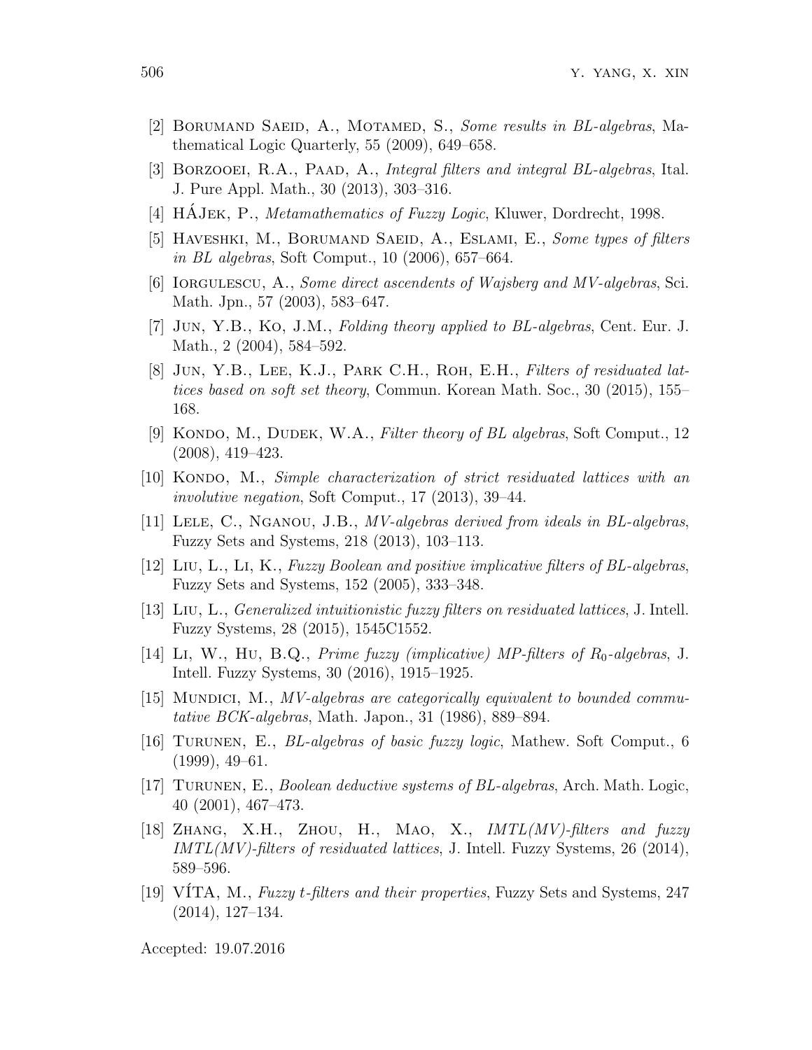[2] Borumand Saeid, A., Motamed, S., *Some results in BL-algebras*, Mathematical Logic Quarterly, 55 (2009), 649–658.

[3] Borzooei, R.A., Paad, A., *Integral filters and integral BL-algebras*, Ital. J. Pure Appl. Math., 30 (2013), 303–316.

[4] HÁJek, P., *Metamathematics of Fuzzy Logic*, Kluwer, Dordrecht, 1998.

[5] Haveshki, M., Borumand Saeid, A., Eslami, E., *Some types of filters in BL algebras*, Soft Comput., 10 (2006), 657–664.

[6] Iorgulescu, A., *Some direct ascendents of Wajsberg and MV-algebras*, Sci. Math. Jpn., 57 (2003), 583–647.

[7] Jun, Y.B., Ko, J.M., *Folding theory applied to BL-algebras*, Cent. Eur. J. Math., 2 (2004), 584–592.

[8] Jun, Y.B., Lee, K.J., Park C.H., Roh, E.H., *Filters of residuated lattices based on soft set theory*, Commun. Korean Math. Soc., 30 (2015), 155–168.

[9] Kondo, M., Dudek, W.A., *Filter theory of BL algebras*, Soft Comput., 12 (2008), 419–423.

[10] Kondo, M., *Simple characterization of strict residuated lattices with an involutive negation*, Soft Comput., 17 (2013), 39–44.

[11] Lele, C., Nganou, J.B., *MV-algebras derived from ideals in BL-algebras*, Fuzzy Sets and Systems, 218 (2013), 103–113.

[12] Liu, L., Li, K., *Fuzzy Boolean and positive implicative filters of BL-algebras*, Fuzzy Sets and Systems, 152 (2005), 333–348.

[13] Liu, L., *Generalized intuitionistic fuzzy filters on residuated lattices*, J. Intell. Fuzzy Systems, 28 (2015), 1545C1552.

[14] Li, W., Hu, B.Q., *Prime fuzzy (implicative) MP-filters of $R_0$-algebras*, J. Intell. Fuzzy Systems, 30 (2016), 1915–1925.

[15] Mundici, M., *MV-algebras are categorically equivalent to bounded commutative BCK-algebras*, Math. Japon., 31 (1986), 889–894.

[16] Turunen, E., *BL-algebras of basic fuzzy logic*, Mathew. Soft Comput., 6 (1999), 49–61.

[17] Turunen, E., *Boolean deductive systems of BL-algebras*, Arch. Math. Logic, 40 (2001), 467–473.

[18] Zhang, X.H., Zhou, H., Mao, X., *IMTL(MV)-filters and fuzzy IMTL(MV)-filters of residuated lattices*, J. Intell. Fuzzy Systems, 26 (2014), 589–596.

[19] VÍTA, M., *Fuzzy t-filters and their properties*, Fuzzy Sets and Systems, 247 (2014), 127–134.

Accepted: 19.07.2016